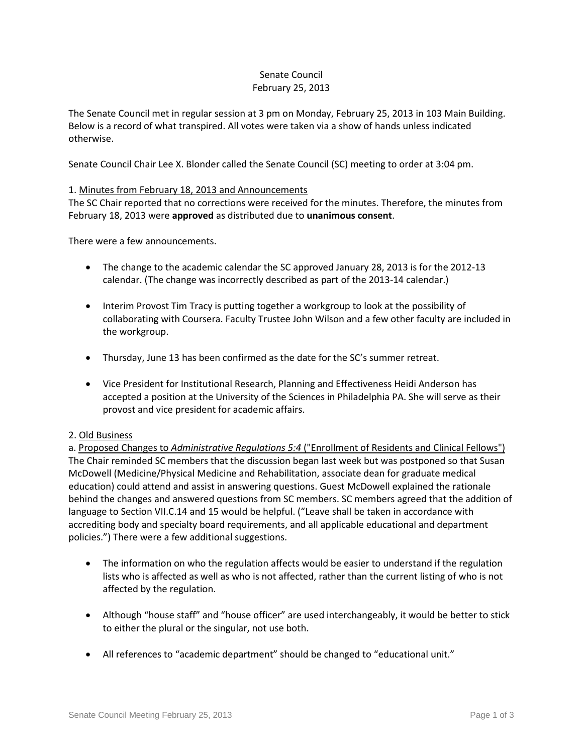Senate Council
February 25, 2013

The Senate Council met in regular session at 3 pm on Monday, February 25, 2013 in 103 Main Building. Below is a record of what transpired. All votes were taken via a show of hands unless indicated otherwise.

Senate Council Chair Lee X. Blonder called the Senate Council (SC) meeting to order at 3:04 pm.

1. Minutes from February 18, 2013 and Announcements

The SC Chair reported that no corrections were received for the minutes. Therefore, the minutes from February 18, 2013 were **approved** as distributed due to **unanimous consent**.

There were a few announcements.

- The change to the academic calendar the SC approved January 28, 2013 is for the 2012-13 calendar. (The change was incorrectly described as part of the 2013-14 calendar.)
- Interim Provost Tim Tracy is putting together a workgroup to look at the possibility of collaborating with Coursera. Faculty Trustee John Wilson and a few other faculty are included in the workgroup.
- Thursday, June 13 has been confirmed as the date for the SC's summer retreat.
- Vice President for Institutional Research, Planning and Effectiveness Heidi Anderson has accepted a position at the University of the Sciences in Philadelphia PA. She will serve as their provost and vice president for academic affairs.

2. Old Business

a. Proposed Changes to *Administrative Regulations 5:4* ("Enrollment of Residents and Clinical Fellows")

The Chair reminded SC members that the discussion began last week but was postponed so that Susan McDowell (Medicine/Physical Medicine and Rehabilitation, associate dean for graduate medical education) could attend and assist in answering questions. Guest McDowell explained the rationale behind the changes and answered questions from SC members. SC members agreed that the addition of language to Section VII.C.14 and 15 would be helpful. ("Leave shall be taken in accordance with accrediting body and specialty board requirements, and all applicable educational and department policies.") There were a few additional suggestions.

- The information on who the regulation affects would be easier to understand if the regulation lists who is affected as well as who is not affected, rather than the current listing of who is not affected by the regulation.
- Although "house staff" and "house officer" are used interchangeably, it would be better to stick to either the plural or the singular, not use both.
- All references to "academic department" should be changed to "educational unit."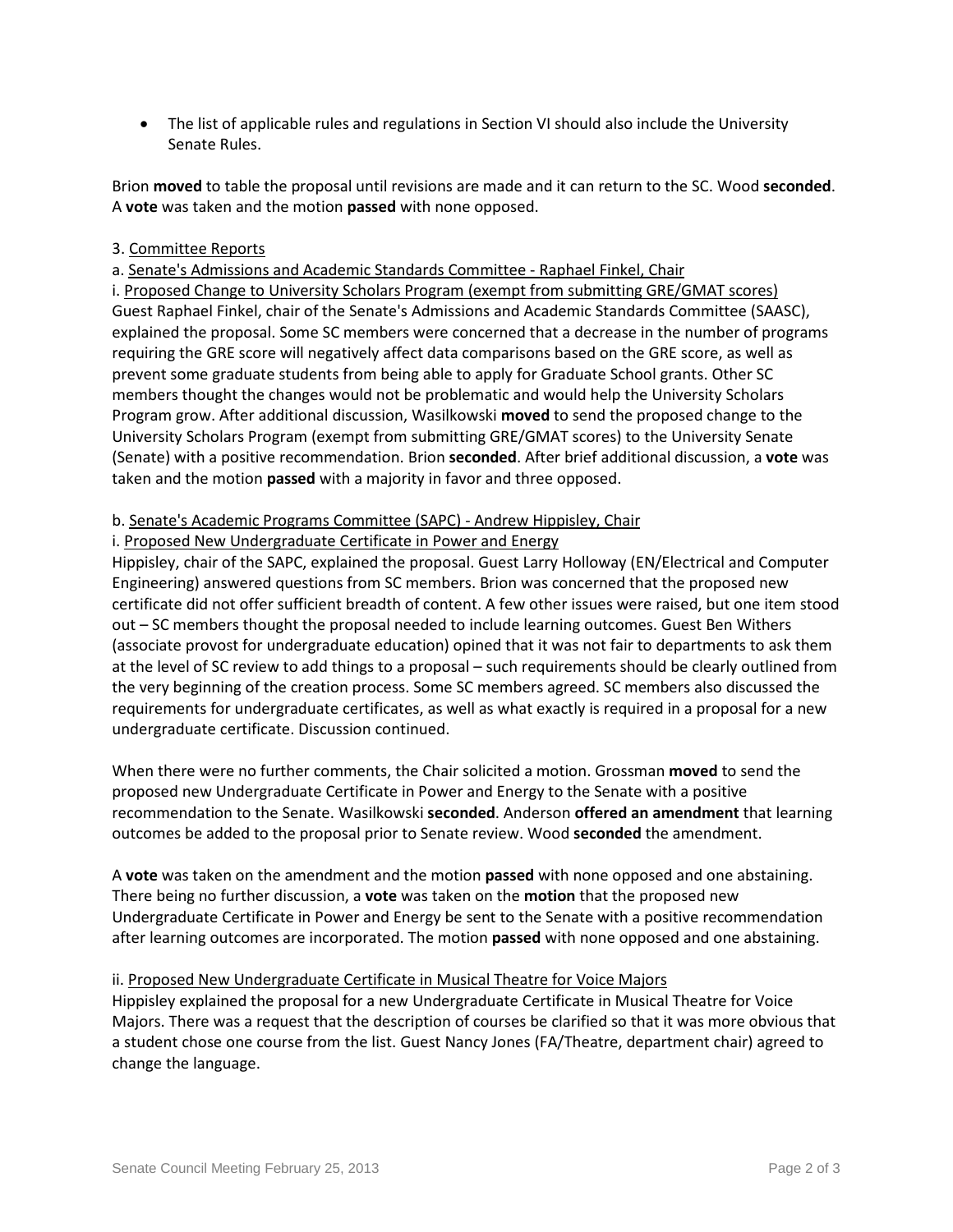- The list of applicable rules and regulations in Section VI should also include the University Senate Rules.

Brion **moved** to table the proposal until revisions are made and it can return to the SC. Wood **seconded**. A **vote** was taken and the motion **passed** with none opposed.

3. Committee Reports

a. Senate's Admissions and Academic Standards Committee - Raphael Finkel, Chair

i. Proposed Change to University Scholars Program (exempt from submitting GRE/GMAT scores)

Guest Raphael Finkel, chair of the Senate's Admissions and Academic Standards Committee (SAASC), explained the proposal. Some SC members were concerned that a decrease in the number of programs requiring the GRE score will negatively affect data comparisons based on the GRE score, as well as prevent some graduate students from being able to apply for Graduate School grants. Other SC members thought the changes would not be problematic and would help the University Scholars Program grow. After additional discussion, Wasilkowski **moved** to send the proposed change to the University Scholars Program (exempt from submitting GRE/GMAT scores) to the University Senate (Senate) with a positive recommendation. Brion **seconded**. After brief additional discussion, a **vote** was taken and the motion **passed** with a majority in favor and three opposed.

b. Senate's Academic Programs Committee (SAPC) - Andrew Hippisley, Chair

i. Proposed New Undergraduate Certificate in Power and Energy

Hippisley, chair of the SAPC, explained the proposal. Guest Larry Holloway (EN/Electrical and Computer Engineering) answered questions from SC members. Brion was concerned that the proposed new certificate did not offer sufficient breadth of content. A few other issues were raised, but one item stood out – SC members thought the proposal needed to include learning outcomes. Guest Ben Withers (associate provost for undergraduate education) opined that it was not fair to departments to ask them at the level of SC review to add things to a proposal – such requirements should be clearly outlined from the very beginning of the creation process. Some SC members agreed. SC members also discussed the requirements for undergraduate certificates, as well as what exactly is required in a proposal for a new undergraduate certificate. Discussion continued.

When there were no further comments, the Chair solicited a motion. Grossman **moved** to send the proposed new Undergraduate Certificate in Power and Energy to the Senate with a positive recommendation to the Senate. Wasilkowski **seconded**. Anderson **offered an amendment** that learning outcomes be added to the proposal prior to Senate review. Wood **seconded** the amendment.

A **vote** was taken on the amendment and the motion **passed** with none opposed and one abstaining. There being no further discussion, a **vote** was taken on the **motion** that the proposed new Undergraduate Certificate in Power and Energy be sent to the Senate with a positive recommendation after learning outcomes are incorporated. The motion **passed** with none opposed and one abstaining.

ii. Proposed New Undergraduate Certificate in Musical Theatre for Voice Majors

Hippisley explained the proposal for a new Undergraduate Certificate in Musical Theatre for Voice Majors. There was a request that the description of courses be clarified so that it was more obvious that a student chose one course from the list. Guest Nancy Jones (FA/Theatre, department chair) agreed to change the language.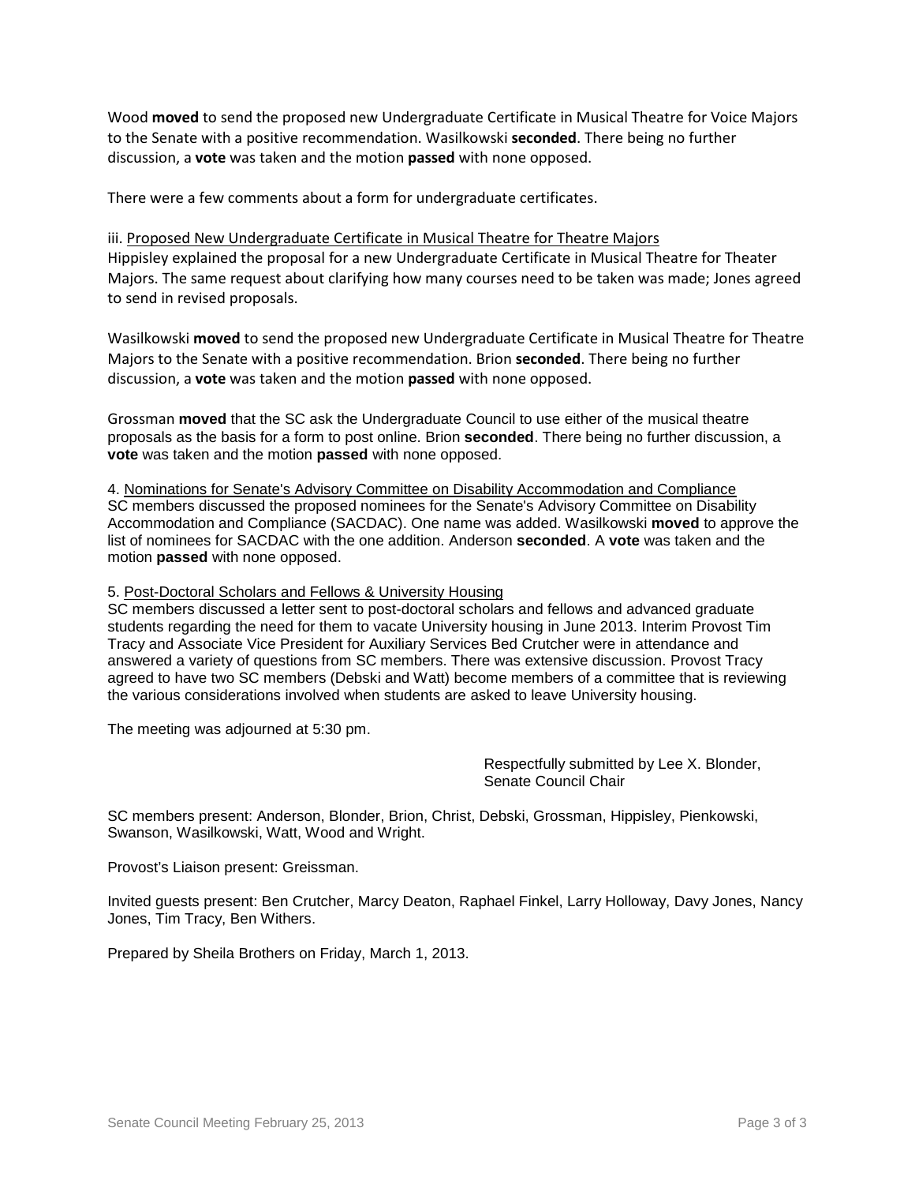Wood **moved** to send the proposed new Undergraduate Certificate in Musical Theatre for Voice Majors to the Senate with a positive recommendation. Wasilkowski **seconded**. There being no further discussion, a **vote** was taken and the motion **passed** with none opposed.

There were a few comments about a form for undergraduate certificates.

iii. Proposed New Undergraduate Certificate in Musical Theatre for Theatre Majors
Hippisley explained the proposal for a new Undergraduate Certificate in Musical Theatre for Theater Majors. The same request about clarifying how many courses need to be taken was made; Jones agreed to send in revised proposals.

Wasilkowski **moved** to send the proposed new Undergraduate Certificate in Musical Theatre for Theatre Majors to the Senate with a positive recommendation. Brion **seconded**. There being no further discussion, a **vote** was taken and the motion **passed** with none opposed.

Grossman **moved** that the SC ask the Undergraduate Council to use either of the musical theatre proposals as the basis for a form to post online. Brion **seconded**. There being no further discussion, a **vote** was taken and the motion **passed** with none opposed.

4. Nominations for Senate's Advisory Committee on Disability Accommodation and Compliance
SC members discussed the proposed nominees for the Senate's Advisory Committee on Disability Accommodation and Compliance (SACDAC). One name was added. Wasilkowski **moved** to approve the list of nominees for SACDAC with the one addition. Anderson **seconded**. A **vote** was taken and the motion **passed** with none opposed.

5. Post-Doctoral Scholars and Fellows & University Housing
SC members discussed a letter sent to post-doctoral scholars and fellows and advanced graduate students regarding the need for them to vacate University housing in June 2013. Interim Provost Tim Tracy and Associate Vice President for Auxiliary Services Bed Crutcher were in attendance and answered a variety of questions from SC members. There was extensive discussion. Provost Tracy agreed to have two SC members (Debski and Watt) become members of a committee that is reviewing the various considerations involved when students are asked to leave University housing.

The meeting was adjourned at 5:30 pm.

Respectfully submitted by Lee X. Blonder,
Senate Council Chair

SC members present: Anderson, Blonder, Brion, Christ, Debski, Grossman, Hippisley, Pienkowski, Swanson, Wasilkowski, Watt, Wood and Wright.

Provost's Liaison present: Greissman.

Invited guests present: Ben Crutcher, Marcy Deaton, Raphael Finkel, Larry Holloway, Davy Jones, Nancy Jones, Tim Tracy, Ben Withers.

Prepared by Sheila Brothers on Friday, March 1, 2013.